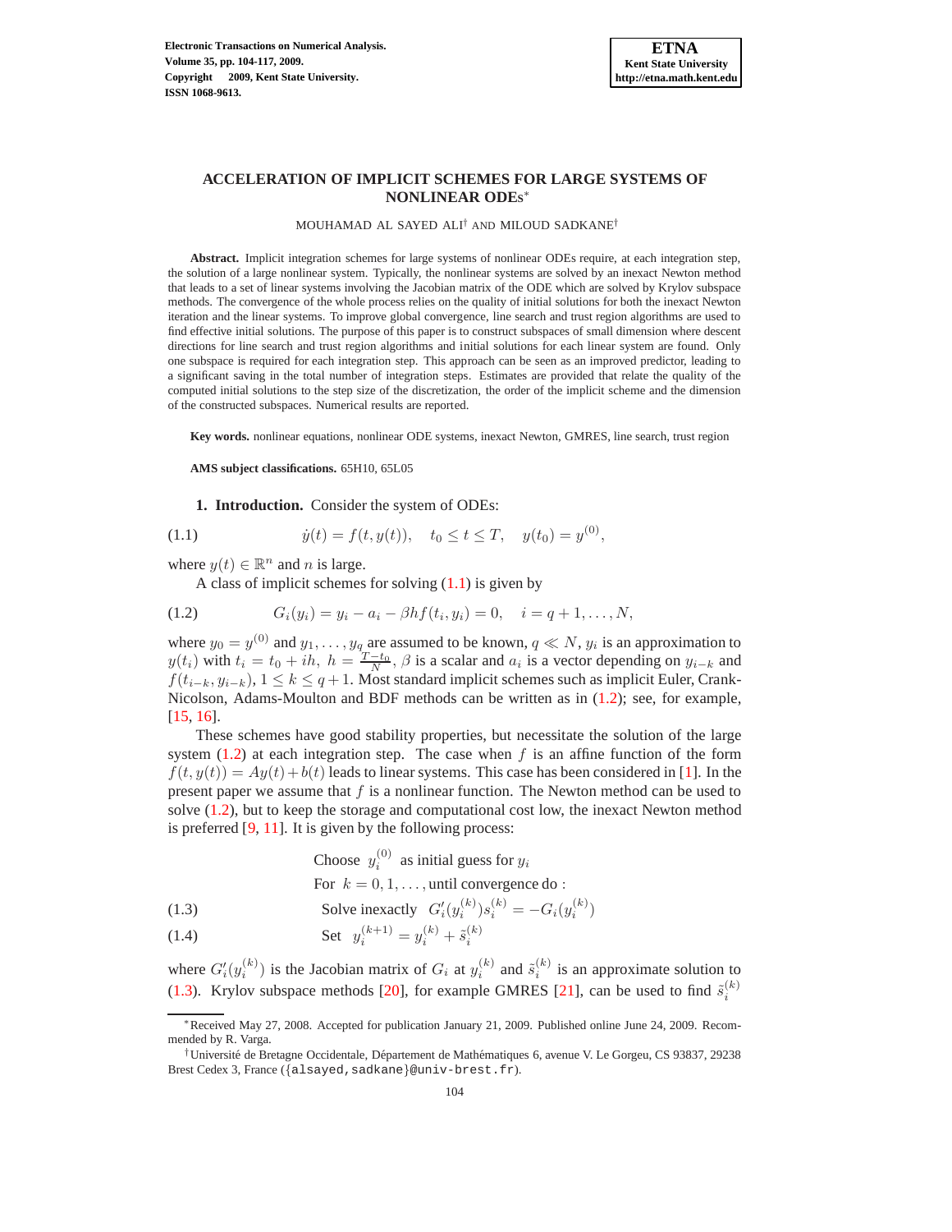# ACCELERATION OF IMPLICIT SCHEMES FOR LARGE SYSTEMS OF NONLINEAR ODEs*

MOUHAMAD AL SAYED ALI† AND MILOUD SADKANE†

**Abstract.** Implicit integration schemes for large systems of nonlinear ODEs require, at each integration step, the solution of a large nonlinear system. Typically, the nonlinear systems are solved by an inexact Newton method that leads to a set of linear systems involving the Jacobian matrix of the ODE which are solved by Krylov subspace methods. The convergence of the whole process relies on the quality of initial solutions for both the inexact Newton iteration and the linear systems. To improve global convergence, line search and trust region algorithms are used to find effective initial solutions. The purpose of this paper is to construct subspaces of small dimension where descent directions for line search and trust region algorithms and initial solutions for each linear system are found. Only one subspace is required for each integration step. This approach can be seen as an improved predictor, leading to a significant saving in the total number of integration steps. Estimates are provided that relate the quality of the computed initial solutions to the step size of the discretization, the order of the implicit scheme and the dimension of the constructed subspaces. Numerical results are reported.

**Key words.** nonlinear equations, nonlinear ODE systems, inexact Newton, GMRES, line search, trust region

**AMS subject classifications.** 65H10, 65L05

## 1. Introduction.

Consider the system of ODEs:

$$\dot{y}(t) = f(t, y(t)), \quad t_0 \le t \le T, \quad y(t_0) = y^{(0)}, \tag{1.1}$$

where $y(t) \in \mathbb{R}^n$ and $n$ is large.

A class of implicit schemes for solving (1.1) is given by

$$G_i(y_i) = y_i - a_i - \beta h f(t_i, y_i) = 0, \quad i = q+1, \ldots, N, \tag{1.2}$$

where $y_0 = y^{(0)}$ and $y_1, \ldots, y_q$ are assumed to be known, $q \ll N$, $y_i$ is an approximation to $y(t_i)$ with $t_i = t_0 + ih$, $h = \frac{T-t_0}{N}$, $\beta$ is a scalar and $a_i$ is a vector depending on $y_{i-k}$ and $f(t_{i-k}, y_{i-k})$, $1 \le k \le q+1$. Most standard implicit schemes such as implicit Euler, Crank-Nicolson, Adams-Moulton and BDF methods can be written as in (1.2); see, for example, [15, 16].

These schemes have good stability properties, but necessitate the solution of the large system (1.2) at each integration step. The case when $f$ is an affine function of the form $f(t, y(t)) = Ay(t) + b(t)$ leads to linear systems. This case has been considered in [1]. In the present paper we assume that $f$ is a nonlinear function. The Newton method can be used to solve (1.2), but to keep the storage and computational cost low, the inexact Newton method is preferred [9, 11]. It is given by the following process:

$$
\begin{aligned}
&\text{Choose } \; y_i^{(0)} \; \text{ as initial guess for } y_i \\
&\text{For } \; k = 0, 1, \ldots, \text{until convergence do :} \\
&\quad \text{Solve inexactly } \; G_i'(y_i^{(k)}) s_i^{(k)} = -G_i(y_i^{(k)}) && (1.3) \\
&\quad \text{Set } \; y_i^{(k+1)} = y_i^{(k)} + \tilde{s}_i^{(k)} && (1.4)
\end{aligned}
$$

where $G_i'(y_i^{(k)})$ is the Jacobian matrix of $G_i$ at $y_i^{(k)}$ and $\tilde{s}_i^{(k)}$ is an approximate solution to (1.3). Krylov subspace methods [20], for example GMRES [21], can be used to find $\tilde{s}_i^{(k)}$

---

*Received May 27, 2008. Accepted for publication January 21, 2009. Published online June 24, 2009. Recommended by R. Varga.

†Université de Bretagne Occidentale, Département de Mathématiques 6, avenue V. Le Gorgeu, CS 93837, 29238 Brest Cedex 3, France ({alsayed,sadkane}@univ-brest.fr).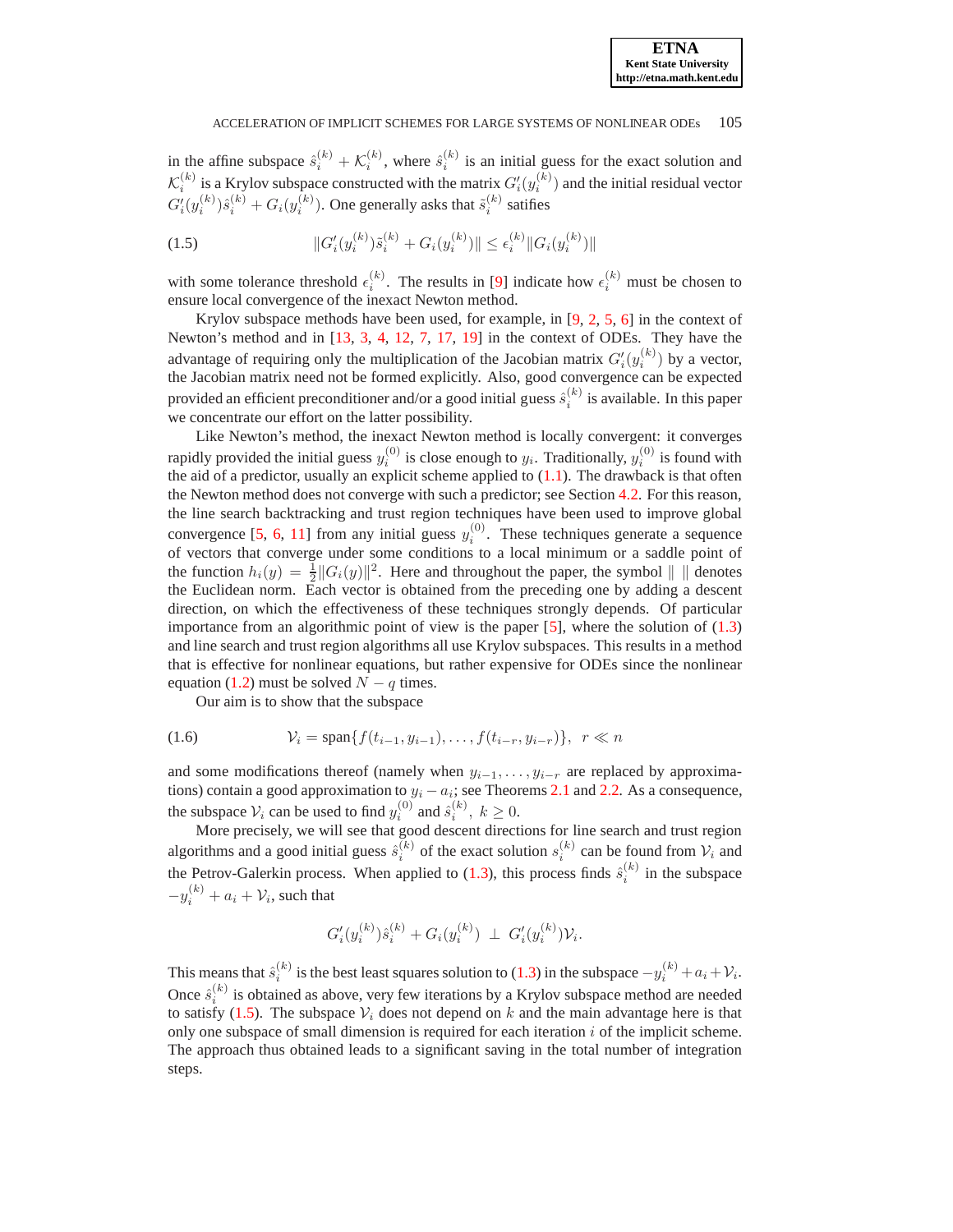in the affine subspace $\hat{s}_i^{(k)} + \mathcal{K}_i^{(k)}$, where $\hat{s}_i^{(k)}$ is an initial guess for the exact solution and $\mathcal{K}_i^{(k)}$ is a Krylov subspace constructed with the matrix $G_i'(y_i^{(k)})$ and the initial residual vector $G_i'(y_i^{(k)})\hat{s}_i^{(k)} + G_i(y_i^{(k)})$. One generally asks that $\tilde{s}_i^{(k)}$ satifies

$$\|G_i'(y_i^{(k)})\tilde{s}_i^{(k)} + G_i(y_i^{(k)})\| \leq \epsilon_i^{(k)} \|G_i(y_i^{(k)})\| \tag{1.5}$$

with some tolerance threshold $\epsilon_i^{(k)}$. The results in [9] indicate how $\epsilon_i^{(k)}$ must be chosen to ensure local convergence of the inexact Newton method.

Krylov subspace methods have been used, for example, in [9, 2, 5, 6] in the context of Newton's method and in [13, 3, 4, 12, 7, 17, 19] in the context of ODEs. They have the advantage of requiring only the multiplication of the Jacobian matrix $G_i'(y_i^{(k)})$ by a vector, the Jacobian matrix need not be formed explicitly. Also, good convergence can be expected provided an efficient preconditioner and/or a good initial guess $\hat{s}_i^{(k)}$ is available. In this paper we concentrate our effort on the latter possibility.

Like Newton's method, the inexact Newton method is locally convergent: it converges rapidly provided the initial guess $y_i^{(0)}$ is close enough to $y_i$. Traditionally, $y_i^{(0)}$ is found with the aid of a predictor, usually an explicit scheme applied to (1.1). The drawback is that often the Newton method does not converge with such a predictor; see Section 4.2. For this reason, the line search backtracking and trust region techniques have been used to improve global convergence [5, 6, 11] from any initial guess $y_i^{(0)}$. These techniques generate a sequence of vectors that converge under some conditions to a local minimum or a saddle point of the function $h_i(y) = \frac{1}{2}\|G_i(y)\|^2$. Here and throughout the paper, the symbol $\| \ \|$ denotes the Euclidean norm. Each vector is obtained from the preceding one by adding a descent direction, on which the effectiveness of these techniques strongly depends. Of particular importance from an algorithmic point of view is the paper [5], where the solution of (1.3) and line search and trust region algorithms all use Krylov subspaces. This results in a method that is effective for nonlinear equations, but rather expensive for ODEs since the nonlinear equation (1.2) must be solved $N - q$ times.

Our aim is to show that the subspace

$$\mathcal{V}_i = \text{span}\{f(t_{i-1}, y_{i-1}), \ldots, f(t_{i-r}, y_{i-r})\}, \ \ r \ll n \tag{1.6}$$

and some modifications thereof (namely when $y_{i-1}, \ldots, y_{i-r}$ are replaced by approximations) contain a good approximation to $y_i - a_i$; see Theorems 2.1 and 2.2. As a consequence, the subspace $\mathcal{V}_i$ can be used to find $y_i^{(0)}$ and $\hat{s}_i^{(k)}, \ k \geq 0$.

More precisely, we will see that good descent directions for line search and trust region algorithms and a good initial guess $\hat{s}_i^{(k)}$ of the exact solution $s_i^{(k)}$ can be found from $\mathcal{V}_i$ and the Petrov-Galerkin process. When applied to (1.3), this process finds $\hat{s}_i^{(k)}$ in the subspace $-y_i^{(k)} + a_i + \mathcal{V}_i$, such that

$$G_i'(y_i^{(k)})\hat{s}_i^{(k)} + G_i(y_i^{(k)}) \ \perp \ G_i'(y_i^{(k)})\mathcal{V}_i.$$

This means that $\hat{s}_i^{(k)}$ is the best least squares solution to (1.3) in the subspace $-y_i^{(k)} + a_i + \mathcal{V}_i$. Once $\hat{s}_i^{(k)}$ is obtained as above, very few iterations by a Krylov subspace method are needed to satisfy (1.5). The subspace $\mathcal{V}_i$ does not depend on $k$ and the main advantage here is that only one subspace of small dimension is required for each iteration $i$ of the implicit scheme. The approach thus obtained leads to a significant saving in the total number of integration steps.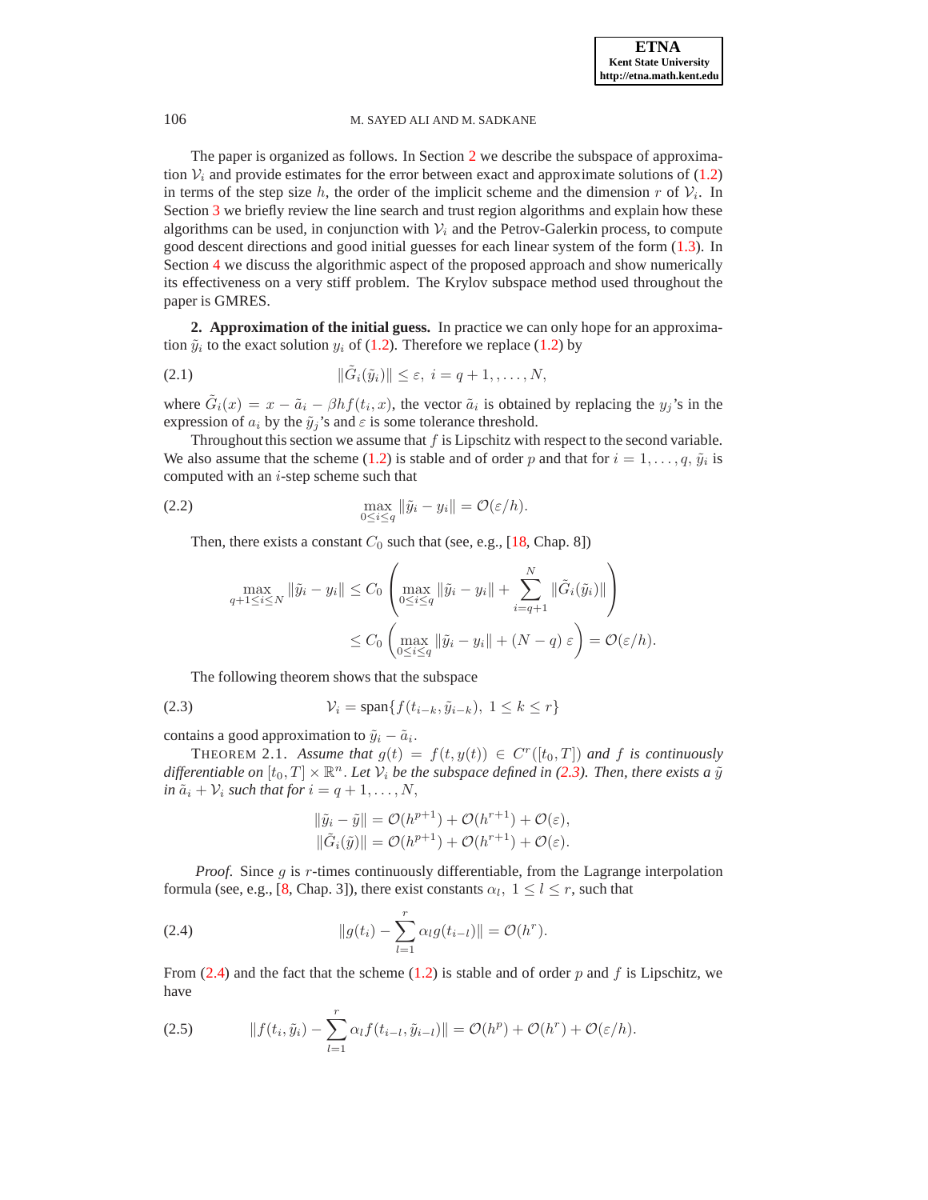The paper is organized as follows. In Section 2 we describe the subspace of approximation $\mathcal{V}_i$ and provide estimates for the error between exact and approximate solutions of (1.2) in terms of the step size $h$, the order of the implicit scheme and the dimension $r$ of $\mathcal{V}_i$. In Section 3 we briefly review the line search and trust region algorithms and explain how these algorithms can be used, in conjunction with $\mathcal{V}_i$ and the Petrov-Galerkin process, to compute good descent directions and good initial guesses for each linear system of the form (1.3). In Section 4 we discuss the algorithmic aspect of the proposed approach and show numerically its effectiveness on a very stiff problem. The Krylov subspace method used throughout the paper is GMRES.

## 2. Approximation of the initial guess.

In practice we can only hope for an approximation $\tilde{y}_i$ to the exact solution $y_i$ of (1.2). Therefore we replace (1.2) by

$$\|\tilde{G}_i(\tilde{y}_i)\| \leq \varepsilon, \; i = q+1, \ldots, N, \tag{2.1}$$

where $\tilde{G}_i(x) = x - \tilde{a}_i - \beta h f(t_i, x)$, the vector $\tilde{a}_i$ is obtained by replacing the $y_j$'s in the expression of $a_i$ by the $\tilde{y}_j$'s and $\varepsilon$ is some tolerance threshold.

Throughout this section we assume that $f$ is Lipschitz with respect to the second variable. We also assume that the scheme (1.2) is stable and of order $p$ and that for $i = 1, \ldots, q$, $\tilde{y}_i$ is computed with an $i$-step scheme such that

$$\max_{0 \leq i \leq q} \|\tilde{y}_i - y_i\| = \mathcal{O}(\varepsilon/h). \tag{2.2}$$

Then, there exists a constant $C_0$ such that (see, e.g., [18, Chap. 8])

$$\begin{aligned}
\max_{q+1 \leq i \leq N} \|\tilde{y}_i - y_i\| &\leq C_0 \left( \max_{0 \leq i \leq q} \|\tilde{y}_i - y_i\| + \sum_{i=q+1}^{N} \|\tilde{G}_i(\tilde{y}_i)\| \right) \\
&\leq C_0 \left( \max_{0 \leq i \leq q} \|\tilde{y}_i - y_i\| + (N-q)\,\varepsilon \right) = \mathcal{O}(\varepsilon/h).
\end{aligned}$$

The following theorem shows that the subspace

$$\mathcal{V}_i = \text{span}\{f(t_{i-k}, \tilde{y}_{i-k}),\; 1 \leq k \leq r\} \tag{2.3}$$

contains a good approximation to $\tilde{y}_i - \tilde{a}_i$.

THEOREM 2.1. *Assume that $g(t) = f(t, y(t)) \in C^r([t_0, T])$ and $f$ is continuously differentiable on $[t_0, T] \times \mathbb{R}^n$. Let $\mathcal{V}_i$ be the subspace defined in (2.3). Then, there exists a $\tilde{y}$ in $\tilde{a}_i + \mathcal{V}_i$ such that for $i = q+1, \ldots, N$,*

$$\begin{aligned}
\|\tilde{y}_i - \tilde{y}\| &= \mathcal{O}(h^{p+1}) + \mathcal{O}(h^{r+1}) + \mathcal{O}(\varepsilon), \\
\|\tilde{G}_i(\tilde{y})\| &= \mathcal{O}(h^{p+1}) + \mathcal{O}(h^{r+1}) + \mathcal{O}(\varepsilon).
\end{aligned}$$

*Proof.* Since $g$ is $r$-times continuously differentiable, from the Lagrange interpolation formula (see, e.g., [8, Chap. 3]), there exist constants $\alpha_l$, $1 \leq l \leq r$, such that

$$\|g(t_i) - \sum_{l=1}^{r} \alpha_l g(t_{i-l})\| = \mathcal{O}(h^r). \tag{2.4}$$

From (2.4) and the fact that the scheme (1.2) is stable and of order $p$ and $f$ is Lipschitz, we have

$$\|f(t_i, \tilde{y}_i) - \sum_{l=1}^{r} \alpha_l f(t_{i-l}, \tilde{y}_{i-l})\| = \mathcal{O}(h^p) + \mathcal{O}(h^r) + \mathcal{O}(\varepsilon/h). \tag{2.5}$$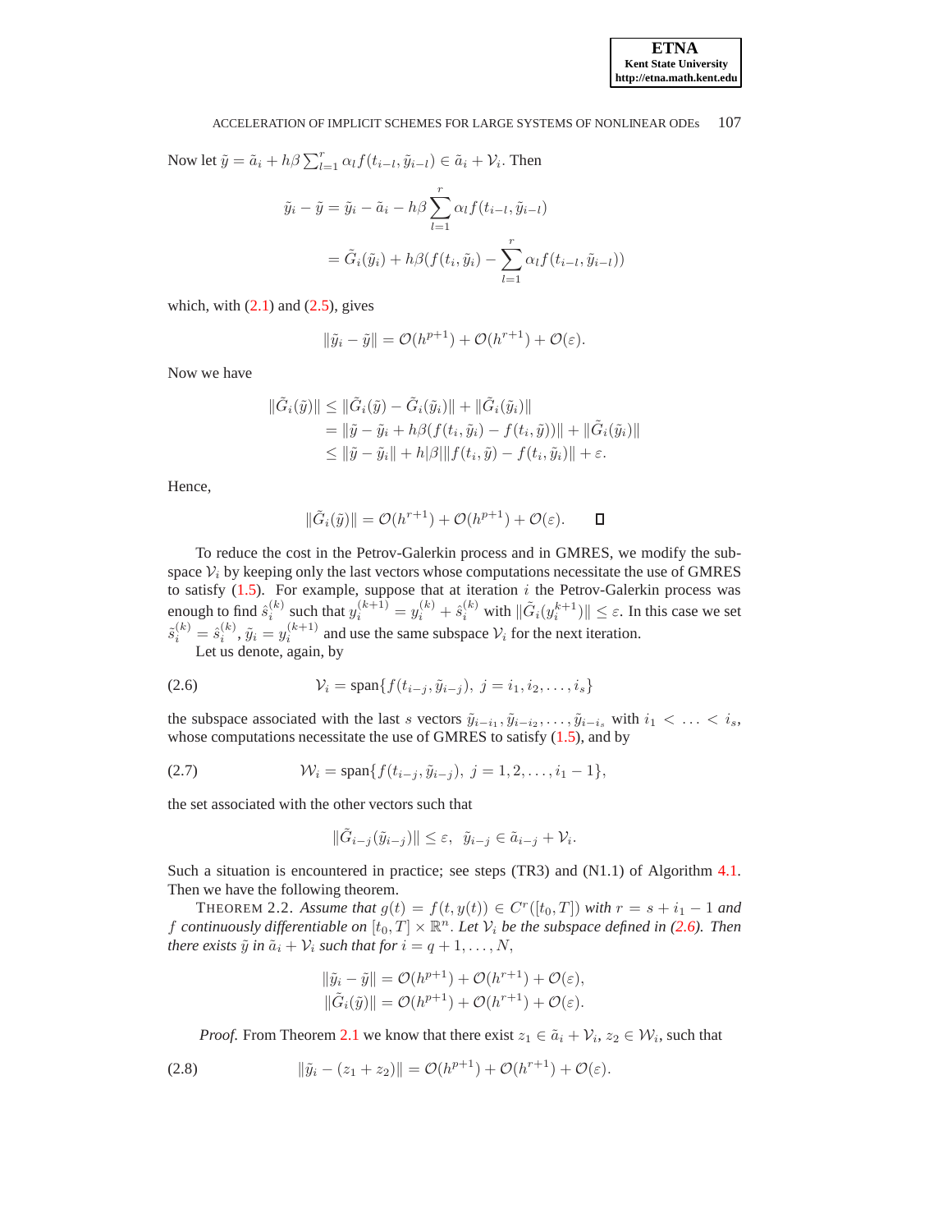Now let $\tilde{y} = \tilde{a}_i + h\beta \sum_{l=1}^{r} \alpha_l f(t_{i-l}, \tilde{y}_{i-l}) \in \tilde{a}_i + \mathcal{V}_i$. Then

$$
\begin{aligned}
\tilde{y}_i - \tilde{y} &= \tilde{y}_i - \tilde{a}_i - h\beta \sum_{l=1}^{r} \alpha_l f(t_{i-l}, \tilde{y}_{i-l}) \\
&= \tilde{G}_i(\tilde{y}_i) + h\beta (f(t_i, \tilde{y}_i) - \sum_{l=1}^{r} \alpha_l f(t_{i-l}, \tilde{y}_{i-l}))
\end{aligned}
$$

which, with (2.1) and (2.5), gives

$$
\|\tilde{y}_i - \tilde{y}\| = \mathcal{O}(h^{p+1}) + \mathcal{O}(h^{r+1}) + \mathcal{O}(\varepsilon).
$$

Now we have

$$
\begin{aligned}
\|\tilde{G}_i(\tilde{y})\| &\leq \|\tilde{G}_i(\tilde{y}) - \tilde{G}_i(\tilde{y}_i)\| + \|\tilde{G}_i(\tilde{y}_i)\| \\
&= \|\tilde{y} - \tilde{y}_i + h\beta (f(t_i, \tilde{y}_i) - f(t_i, \tilde{y}))\| + \|\tilde{G}_i(\tilde{y}_i)\| \\
&\leq \|\tilde{y} - \tilde{y}_i\| + h|\beta| \|f(t_i, \tilde{y}) - f(t_i, \tilde{y}_i)\| + \varepsilon.
\end{aligned}
$$

Hence,

$$
\|\tilde{G}_i(\tilde{y})\| = \mathcal{O}(h^{r+1}) + \mathcal{O}(h^{p+1}) + \mathcal{O}(\varepsilon). \qquad \square
$$

To reduce the cost in the Petrov-Galerkin process and in GMRES, we modify the subspace $\mathcal{V}_i$ by keeping only the last vectors whose computations necessitate the use of GMRES to satisfy (1.5). For example, suppose that at iteration $i$ the Petrov-Galerkin process was enough to find $\hat{s}_i^{(k)}$ such that $y_i^{(k+1)} = y_i^{(k)} + \hat{s}_i^{(k)}$ with $\|\tilde{G}_i(y_i^{k+1})\| \leq \varepsilon$. In this case we set $\tilde{s}_i^{(k)} = \hat{s}_i^{(k)}$, $\tilde{y}_i = y_i^{(k+1)}$ and use the same subspace $\mathcal{V}_i$ for the next iteration.

Let us denote, again, by

$$
\mathcal{V}_i = \text{span}\{f(t_{i-j}, \tilde{y}_{i-j}),\ j = i_1, i_2, \ldots, i_s\} \tag{2.6}
$$

the subspace associated with the last $s$ vectors $\tilde{y}_{i-i_1}, \tilde{y}_{i-i_2}, \ldots, \tilde{y}_{i-i_s}$ with $i_1 < \ldots < i_s$, whose computations necessitate the use of GMRES to satisfy (1.5), and by

$$
\mathcal{W}_i = \text{span}\{f(t_{i-j}, \tilde{y}_{i-j}),\ j = 1, 2, \ldots, i_1 - 1\}, \tag{2.7}
$$

the set associated with the other vectors such that

$$
\|\tilde{G}_{i-j}(\tilde{y}_{i-j})\| \leq \varepsilon, \ \ \tilde{y}_{i-j} \in \tilde{a}_{i-j} + \mathcal{V}_i.
$$

Such a situation is encountered in practice; see steps (TR3) and (N1.1) of Algorithm 4.1. Then we have the following theorem.

THEOREM 2.2. *Assume that $g(t) = f(t, y(t)) \in C^r([t_0, T])$ with $r = s + i_1 - 1$ and $f$ continuously differentiable on $[t_0, T] \times \mathbb{R}^n$. Let $\mathcal{V}_i$ be the subspace defined in (2.6). Then there exists $\tilde{y}$ in $\tilde{a}_i + \mathcal{V}_i$ such that for $i = q+1, \ldots, N$,*

$$
\begin{aligned}
\|\tilde{y}_i - \tilde{y}\| &= \mathcal{O}(h^{p+1}) + \mathcal{O}(h^{r+1}) + \mathcal{O}(\varepsilon), \\
\|\tilde{G}_i(\tilde{y})\| &= \mathcal{O}(h^{p+1}) + \mathcal{O}(h^{r+1}) + \mathcal{O}(\varepsilon).
\end{aligned}
$$

*Proof.* From Theorem 2.1 we know that there exist $z_1 \in \tilde{a}_i + \mathcal{V}_i$, $z_2 \in \mathcal{W}_i$, such that

$$
\|\tilde{y}_i - (z_1 + z_2)\| = \mathcal{O}(h^{p+1}) + \mathcal{O}(h^{r+1}) + \mathcal{O}(\varepsilon). \tag{2.8}
$$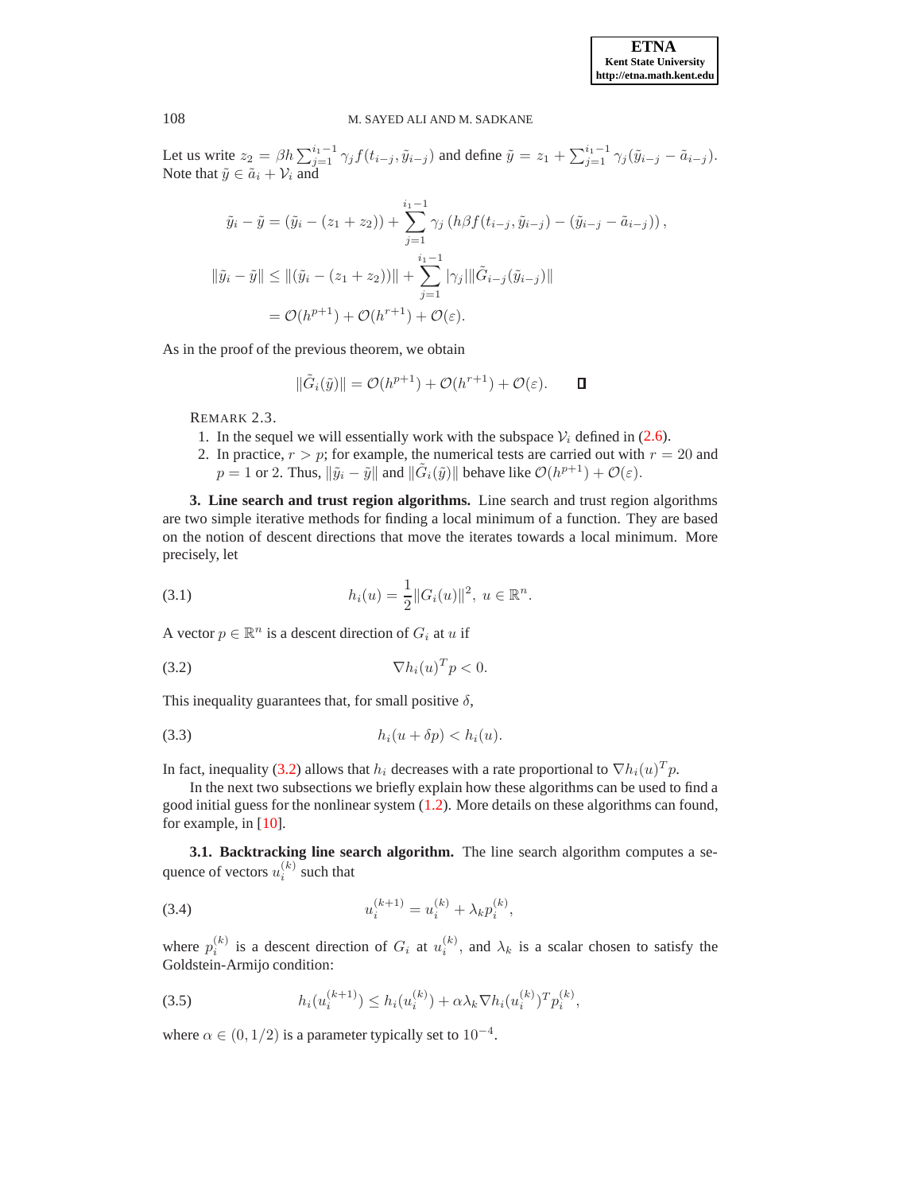Let us write $z_2 = \beta h \sum_{j=1}^{i_1-1} \gamma_j f(t_{i-j}, \tilde{y}_{i-j})$ and define $\tilde{y} = z_1 + \sum_{j=1}^{i_1-1} \gamma_j (\tilde{y}_{i-j} - \tilde{a}_{i-j})$. Note that $\tilde{y} \in \tilde{a}_i + \mathcal{V}_i$ and

$$
\begin{aligned}
\tilde{y}_i - \tilde{y} &= (\tilde{y}_i - (z_1 + z_2)) + \sum_{j=1}^{i_1-1} \gamma_j \left( h\beta f(t_{i-j}, \tilde{y}_{i-j}) - (\tilde{y}_{i-j} - \tilde{a}_{i-j}) \right), \\
\|\tilde{y}_i - \tilde{y}\| &\leq \|(\tilde{y}_i - (z_1 + z_2))\| + \sum_{j=1}^{i_1-1} |\gamma_j| \|\tilde{G}_{i-j}(\tilde{y}_{i-j})\| \\
&= \mathcal{O}(h^{p+1}) + \mathcal{O}(h^{r+1}) + \mathcal{O}(\varepsilon).
\end{aligned}
$$

As in the proof of the previous theorem, we obtain

$$
\|\tilde{G}_i(\tilde{y})\| = \mathcal{O}(h^{p+1}) + \mathcal{O}(h^{r+1}) + \mathcal{O}(\varepsilon). \qquad \square
$$

REMARK 2.3.

1. In the sequel we will essentially work with the subspace $\mathcal{V}_i$ defined in (2.6).
2. In practice, $r > p$; for example, the numerical tests are carried out with $r = 20$ and $p = 1$ or 2. Thus, $\|\tilde{y}_i - \tilde{y}\|$ and $\|\tilde{G}_i(\tilde{y})\|$ behave like $\mathcal{O}(h^{p+1}) + \mathcal{O}(\varepsilon)$.

## 3. Line search and trust region algorithms.

Line search and trust region algorithms are two simple iterative methods for finding a local minimum of a function. They are based on the notion of descent directions that move the iterates towards a local minimum. More precisely, let

$$
h_i(u) = \frac{1}{2}\|G_i(u)\|^2, \; u \in \mathbb{R}^n. \tag{3.1}
$$

A vector $p \in \mathbb{R}^n$ is a descent direction of $G_i$ at $u$ if

$$
\nabla h_i(u)^T p < 0. \tag{3.2}
$$

This inequality guarantees that, for small positive $\delta$,

$$
h_i(u + \delta p) < h_i(u). \tag{3.3}
$$

In fact, inequality (3.2) allows that $h_i$ decreases with a rate proportional to $\nabla h_i(u)^T p$.

In the next two subsections we briefly explain how these algorithms can be used to find a good initial guess for the nonlinear system (1.2). More details on these algorithms can found, for example, in [10].

### 3.1. Backtracking line search algorithm.

The line search algorithm computes a sequence of vectors $u_i^{(k)}$ such that

$$
u_i^{(k+1)} = u_i^{(k)} + \lambda_k p_i^{(k)}, \tag{3.4}
$$

where $p_i^{(k)}$ is a descent direction of $G_i$ at $u_i^{(k)}$, and $\lambda_k$ is a scalar chosen to satisfy the Goldstein-Armijo condition:

$$
h_i(u_i^{(k+1)}) \leq h_i(u_i^{(k)}) + \alpha \lambda_k \nabla h_i(u_i^{(k)})^T p_i^{(k)}, \tag{3.5}
$$

where $\alpha \in (0, 1/2)$ is a parameter typically set to $10^{-4}$.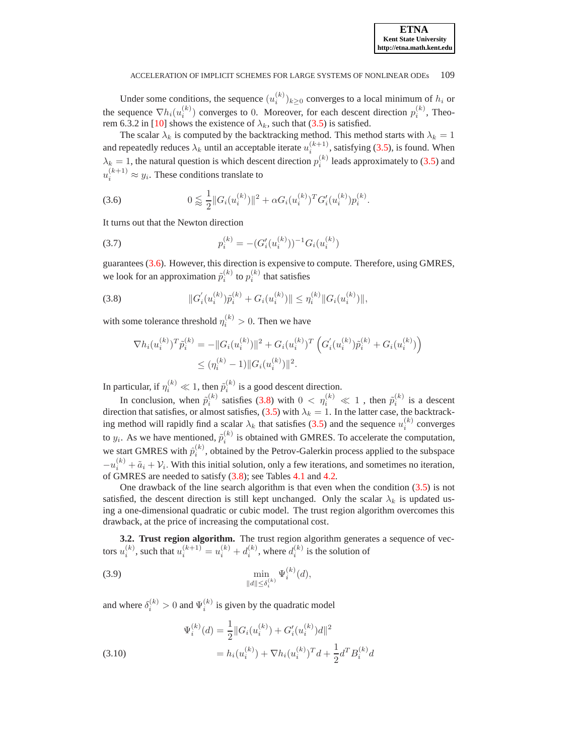Under some conditions, the sequence $(u_i^{(k)})_{k\geq 0}$ converges to a local minimum of $h_i$ or the sequence $\nabla h_i(u_i^{(k)})$ converges to 0. Moreover, for each descent direction $p_i^{(k)}$, Theorem 6.3.2 in [10] shows the existence of $\lambda_k$, such that (3.5) is satisfied.

The scalar $\lambda_k$ is computed by the backtracking method. This method starts with $\lambda_k = 1$ and repeatedly reduces $\lambda_k$ until an acceptable iterate $u_i^{(k+1)}$, satisfying (3.5), is found. When $\lambda_k = 1$, the natural question is which descent direction $p_i^{(k)}$ leads approximately to (3.5) and $u_i^{(k+1)} \approx y_i$. These conditions translate to

$$0 \lessapprox \frac{1}{2}\|G_i(u_i^{(k)})\|^2 + \alpha G_i(u_i^{(k)})^T G_i'(u_i^{(k)}) p_i^{(k)}. \tag{3.6}$$

It turns out that the Newton direction

$$p_i^{(k)} = -(G_i'(u_i^{(k)}))^{-1} G_i(u_i^{(k)}) \tag{3.7}$$

guarantees (3.6). However, this direction is expensive to compute. Therefore, using GMRES, we look for an approximation $\tilde{p}_i^{(k)}$ to $p_i^{(k)}$ that satisfies

$$\|G_i'(u_i^{(k)})\tilde{p}_i^{(k)} + G_i(u_i^{(k)})\| \leq \eta_i^{(k)} \|G_i(u_i^{(k)})\|, \tag{3.8}$$

with some tolerance threshold $\eta_i^{(k)} > 0$. Then we have

$$\begin{aligned}
\nabla h_i(u_i^{(k)})^T \tilde{p}_i^{(k)} &= -\|G_i(u_i^{(k)})\|^2 + G_i(u_i^{(k)})^T \left( G_i'(u_i^{(k)})\tilde{p}_i^{(k)} + G_i(u_i^{(k)}) \right) \\
&\leq (\eta_i^{(k)} - 1)\|G_i(u_i^{(k)})\|^2.
\end{aligned}$$

In particular, if $\eta_i^{(k)} \ll 1$, then $\tilde{p}_i^{(k)}$ is a good descent direction.

In conclusion, when $\tilde{p}_i^{(k)}$ satisfies (3.8) with $0 < \eta_i^{(k)} \ll 1$ , then $\tilde{p}_i^{(k)}$ is a descent direction that satisfies, or almost satisfies, (3.5) with $\lambda_k = 1$. In the latter case, the backtracking method will rapidly find a scalar $\lambda_k$ that satisfies (3.5) and the sequence $u_i^{(k)}$ converges to $y_i$. As we have mentioned, $\tilde{p}_i^{(k)}$ is obtained with GMRES. To accelerate the computation, we start GMRES with $\hat{p}_i^{(k)}$, obtained by the Petrov-Galerkin process applied to the subspace $-u_i^{(k)} + \tilde{a}_i + \mathcal{V}_i$. With this initial solution, only a few iterations, and sometimes no iteration, of GMRES are needed to satisfy (3.8); see Tables 4.1 and 4.2.

One drawback of the line search algorithm is that even when the condition (3.5) is not satisfied, the descent direction is still kept unchanged. Only the scalar $\lambda_k$ is updated using a one-dimensional quadratic or cubic model. The trust region algorithm overcomes this drawback, at the price of increasing the computational cost.

**3.2. Trust region algorithm.** The trust region algorithm generates a sequence of vectors $u_i^{(k)}$, such that $u_i^{(k+1)} = u_i^{(k)} + d_i^{(k)}$, where $d_i^{(k)}$ is the solution of

$$\min_{\|d\| \leq \delta_i^{(k)}} \Psi_i^{(k)}(d), \tag{3.9}$$

and where $\delta_i^{(k)} > 0$ and $\Psi_i^{(k)}$ is given by the quadratic model

$$\begin{aligned}
\Psi_i^{(k)}(d) &= \frac{1}{2}\|G_i(u_i^{(k)}) + G_i'(u_i^{(k)})d\|^2 \\
&= h_i(u_i^{(k)}) + \nabla h_i(u_i^{(k)})^T d + \frac{1}{2} d^T B_i^{(k)} d
\end{aligned} \tag{3.10}$$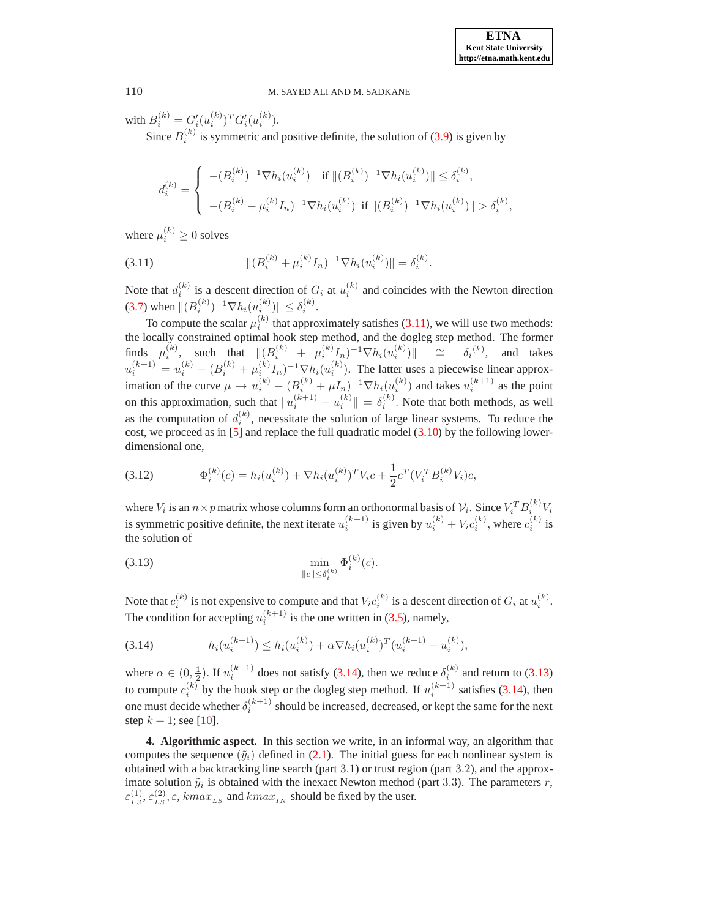with $B_i^{(k)} = G_i'(u_i^{(k)})^T G_i'(u_i^{(k)})$.

Since $B_i^{(k)}$ is symmetric and positive definite, the solution of (3.9) is given by

$$d_i^{(k)} = \begin{cases} -(B_i^{(k)})^{-1}\nabla h_i(u_i^{(k)}) & \text{if } \|(B_i^{(k)})^{-1}\nabla h_i(u_i^{(k)})\| \leq \delta_i^{(k)}, \\ -(B_i^{(k)} + \mu_i^{(k)} I_n)^{-1}\nabla h_i(u_i^{(k)}) & \text{if } \|(B_i^{(k)})^{-1}\nabla h_i(u_i^{(k)})\| > \delta_i^{(k)}, \end{cases}$$

where $\mu_i^{(k)} \geq 0$ solves

$$\|(B_i^{(k)} + \mu_i^{(k)} I_n)^{-1}\nabla h_i(u_i^{(k)})\| = \delta_i^{(k)}. \tag{3.11}$$

Note that $d_i^{(k)}$ is a descent direction of $G_i$ at $u_i^{(k)}$ and coincides with the Newton direction (3.7) when $\|(B_i^{(k)})^{-1}\nabla h_i(u_i^{(k)})\| \leq \delta_i^{(k)}$.

To compute the scalar $\mu_i^{(k)}$ that approximately satisfies (3.11), we will use two methods: the locally constrained optimal hook step method, and the dogleg step method. The former finds $\mu_i^{(k)}$, such that $\|(B_i^{(k)} + \mu_i^{(k)} I_n)^{-1}\nabla h_i(u_i^{(k)})\| \cong {\delta_i}^{(k)}$, and takes $u_i^{(k+1)} = u_i^{(k)} - (B_i^{(k)} + \mu_i^{(k)} I_n)^{-1}\nabla h_i(u_i^{(k)})$. The latter uses a piecewise linear approximation of the curve $\mu \to u_i^{(k)} - (B_i^{(k)} + \mu I_n)^{-1}\nabla h_i(u_i^{(k)})$ and takes $u_i^{(k+1)}$ as the point on this approximation, such that $\|u_i^{(k+1)} - u_i^{(k)}\| = \delta_i^{(k)}$. Note that both methods, as well as the computation of $d_i^{(k)}$, necessitate the solution of large linear systems. To reduce the cost, we proceed as in [5] and replace the full quadratic model (3.10) by the following lower-dimensional one,

$$\Phi_i^{(k)}(c) = h_i(u_i^{(k)}) + \nabla h_i(u_i^{(k)})^T V_i c + \frac{1}{2} c^T (V_i^T B_i^{(k)} V_i) c, \tag{3.12}$$

where $V_i$ is an $n \times p$ matrix whose columns form an orthonormal basis of $\mathcal{V}_i$. Since $V_i^T B_i^{(k)} V_i$ is symmetric positive definite, the next iterate $u_i^{(k+1)}$ is given by $u_i^{(k)} + V_i c_i^{(k)}$, where $c_i^{(k)}$ is the solution of

$$\min_{\|c\| \leq \delta_i^{(k)}} \Phi_i^{(k)}(c). \tag{3.13}$$

Note that $c_i^{(k)}$ is not expensive to compute and that $V_i c_i^{(k)}$ is a descent direction of $G_i$ at $u_i^{(k)}$. The condition for accepting $u_i^{(k+1)}$ is the one written in (3.5), namely,

$$h_i(u_i^{(k+1)}) \leq h_i(u_i^{(k)}) + \alpha \nabla h_i(u_i^{(k)})^T (u_i^{(k+1)} - u_i^{(k)}), \tag{3.14}$$

where $\alpha \in (0, \frac{1}{2})$. If $u_i^{(k+1)}$ does not satisfy (3.14), then we reduce $\delta_i^{(k)}$ and return to (3.13) to compute $c_i^{(k)}$ by the hook step or the dogleg step method. If $u_i^{(k+1)}$ satisfies (3.14), then one must decide whether $\delta_i^{(k+1)}$ should be increased, decreased, or kept the same for the next step $k+1$; see [10].

## 4. Algorithmic aspect.

In this section we write, in an informal way, an algorithm that computes the sequence $(\tilde{y}_i)$ defined in (2.1). The initial guess for each nonlinear system is obtained with a backtracking line search (part 3.1) or trust region (part 3.2), and the approximate solution $\tilde{y}_i$ is obtained with the inexact Newton method (part 3.3). The parameters $r$, $\varepsilon_{LS}^{(1)}$, $\varepsilon_{LS}^{(2)}$, $\varepsilon$, $kmax_{LS}$ and $kmax_{IN}$ should be fixed by the user.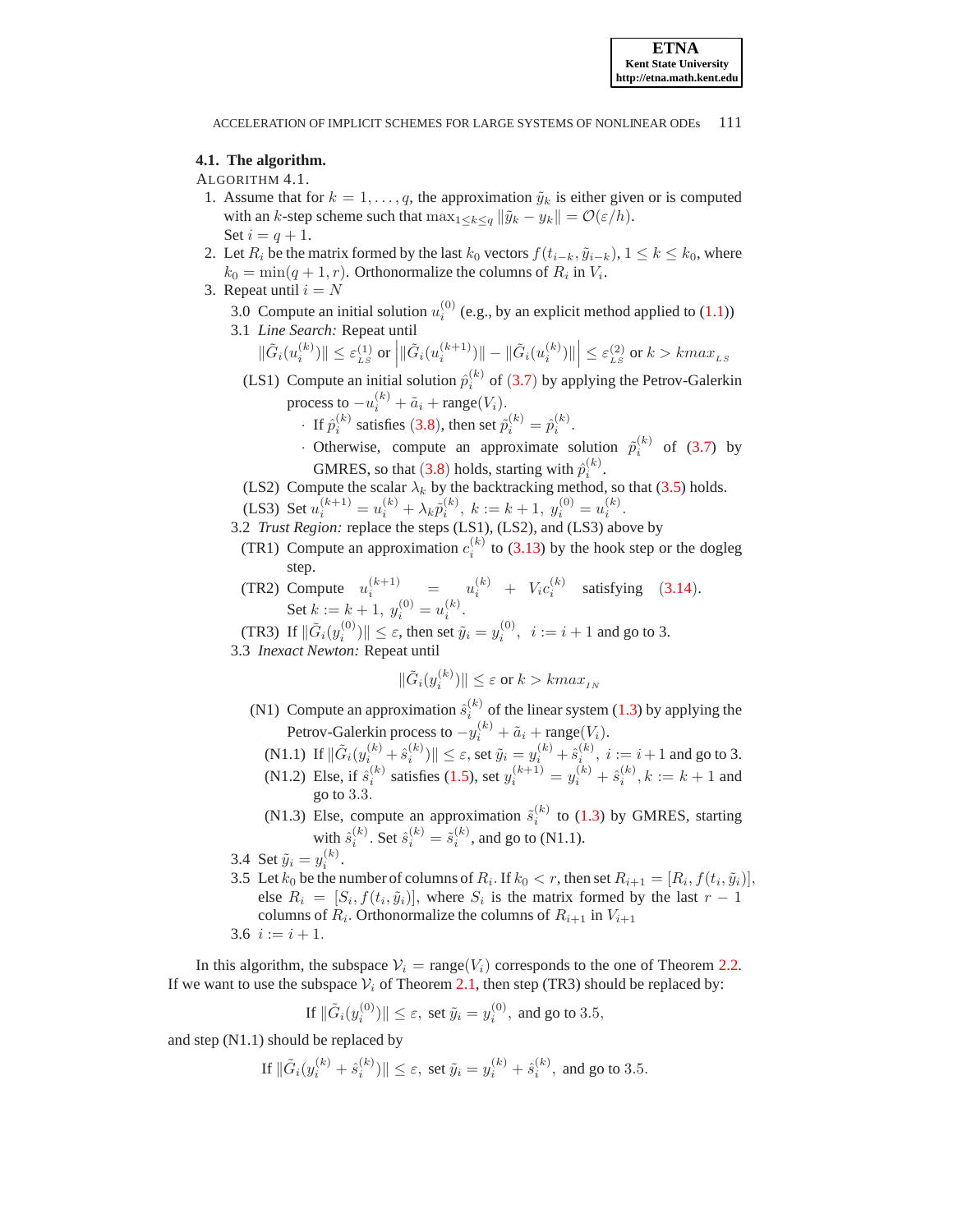### 4.1. The algorithm.

ALGORITHM 4.1.

1. Assume that for $k = 1, \ldots, q$, the approximation $\tilde{y}_k$ is either given or is computed with an $k$-step scheme such that $\max_{1 \le k \le q} \|\tilde{y}_k - y_k\| = \mathcal{O}(\varepsilon/h)$.
   Set $i = q + 1$.
2. Let $R_i$ be the matrix formed by the last $k_0$ vectors $f(t_{i-k}, \tilde{y}_{i-k})$, $1 \le k \le k_0$, where $k_0 = \min(q+1, r)$. Orthonormalize the columns of $R_i$ in $V_i$.
3. Repeat until $i = N$
   - 3.0 Compute an initial solution $u_i^{(0)}$ (e.g., by an explicit method applied to (1.1))
   - 3.1 *Line Search:* Repeat until
     $\|\tilde{G}_i(u_i^{(k)})\| \le \varepsilon_{LS}^{(1)}$ or $\left| \|\tilde{G}_i(u_i^{(k+1)})\| - \|\tilde{G}_i(u_i^{(k)})\| \right| \le \varepsilon_{LS}^{(2)}$ or $k > kmax_{LS}$
     - (LS1) Compute an initial solution $\hat{p}_i^{(k)}$ of (3.7) by applying the Petrov-Galerkin process to $-u_i^{(k)} + \tilde{a}_i + \text{range}(V_i)$.
       - If $\hat{p}_i^{(k)}$ satisfies (3.8), then set $\tilde{p}_i^{(k)} = \hat{p}_i^{(k)}$.
       - Otherwise, compute an approximate solution $\tilde{p}_i^{(k)}$ of (3.7) by GMRES, so that (3.8) holds, starting with $\hat{p}_i^{(k)}$.
     - (LS2) Compute the scalar $\lambda_k$ by the backtracking method, so that (3.5) holds.
     - (LS3) Set $u_i^{(k+1)} = u_i^{(k)} + \lambda_k \tilde{p}_i^{(k)}$, $k := k+1$, $y_i^{(0)} = u_i^{(k)}$.
   - 3.2 *Trust Region:* replace the steps (LS1), (LS2), and (LS3) above by
     - (TR1) Compute an approximation $c_i^{(k)}$ to (3.13) by the hook step or the dogleg step.
     - (TR2) Compute $u_i^{(k+1)} = u_i^{(k)} + V_i c_i^{(k)}$ satisfying (3.14).
       Set $k := k+1$, $y_i^{(0)} = u_i^{(k)}$.
     - (TR3) If $\|\tilde{G}_i(y_i^{(0)})\| \le \varepsilon$, then set $\tilde{y}_i = y_i^{(0)}$, $i := i+1$ and go to 3.
   - 3.3 *Inexact Newton:* Repeat until
     $$\|\tilde{G}_i(y_i^{(k)})\| \le \varepsilon \text{ or } k > kmax_{IN}$$
     - (N1) Compute an approximation $\hat{s}_i^{(k)}$ of the linear system (1.3) by applying the Petrov-Galerkin process to $-y_i^{(k)} + \tilde{a}_i + \text{range}(V_i)$.
       - (N1.1) If $\|\tilde{G}_i(y_i^{(k)} + \hat{s}_i^{(k)})\| \le \varepsilon$, set $\tilde{y}_i = y_i^{(k)} + \hat{s}_i^{(k)}$, $i := i+1$ and go to 3.
       - (N1.2) Else, if $\hat{s}_i^{(k)}$ satisfies (1.5), set $y_i^{(k+1)} = y_i^{(k)} + \hat{s}_i^{(k)}$, $k := k+1$ and go to 3.3.
       - (N1.3) Else, compute an approximation $\tilde{s}_i^{(k)}$ to (1.3) by GMRES, starting with $\hat{s}_i^{(k)}$. Set $\hat{s}_i^{(k)} = \tilde{s}_i^{(k)}$, and go to (N1.1).
   - 3.4 Set $\tilde{y}_i = y_i^{(k)}$.
   - 3.5 Let $k_0$ be the number of columns of $R_i$. If $k_0 < r$, then set $R_{i+1} = [R_i, f(t_i, \tilde{y}_i)]$, else $R_i = [S_i, f(t_i, \tilde{y}_i)]$, where $S_i$ is the matrix formed by the last $r-1$ columns of $R_i$. Orthonormalize the columns of $R_{i+1}$ in $V_{i+1}$
   - 3.6 $i := i+1$.

In this algorithm, the subspace $\mathcal{V}_i = \text{range}(V_i)$ corresponds to the one of Theorem 2.2. If we want to use the subspace $\mathcal{V}_i$ of Theorem 2.1, then step (TR3) should be replaced by:

$$\text{If } \|\tilde{G}_i(y_i^{(0)})\| \le \varepsilon, \text{ set } \tilde{y}_i = y_i^{(0)}, \text{ and go to } 3.5,$$

and step (N1.1) should be replaced by

$$\text{If } \|\tilde{G}_i(y_i^{(k)} + \hat{s}_i^{(k)})\| \le \varepsilon, \text{ set } \tilde{y}_i = y_i^{(k)} + \hat{s}_i^{(k)}, \text{ and go to } 3.5.$$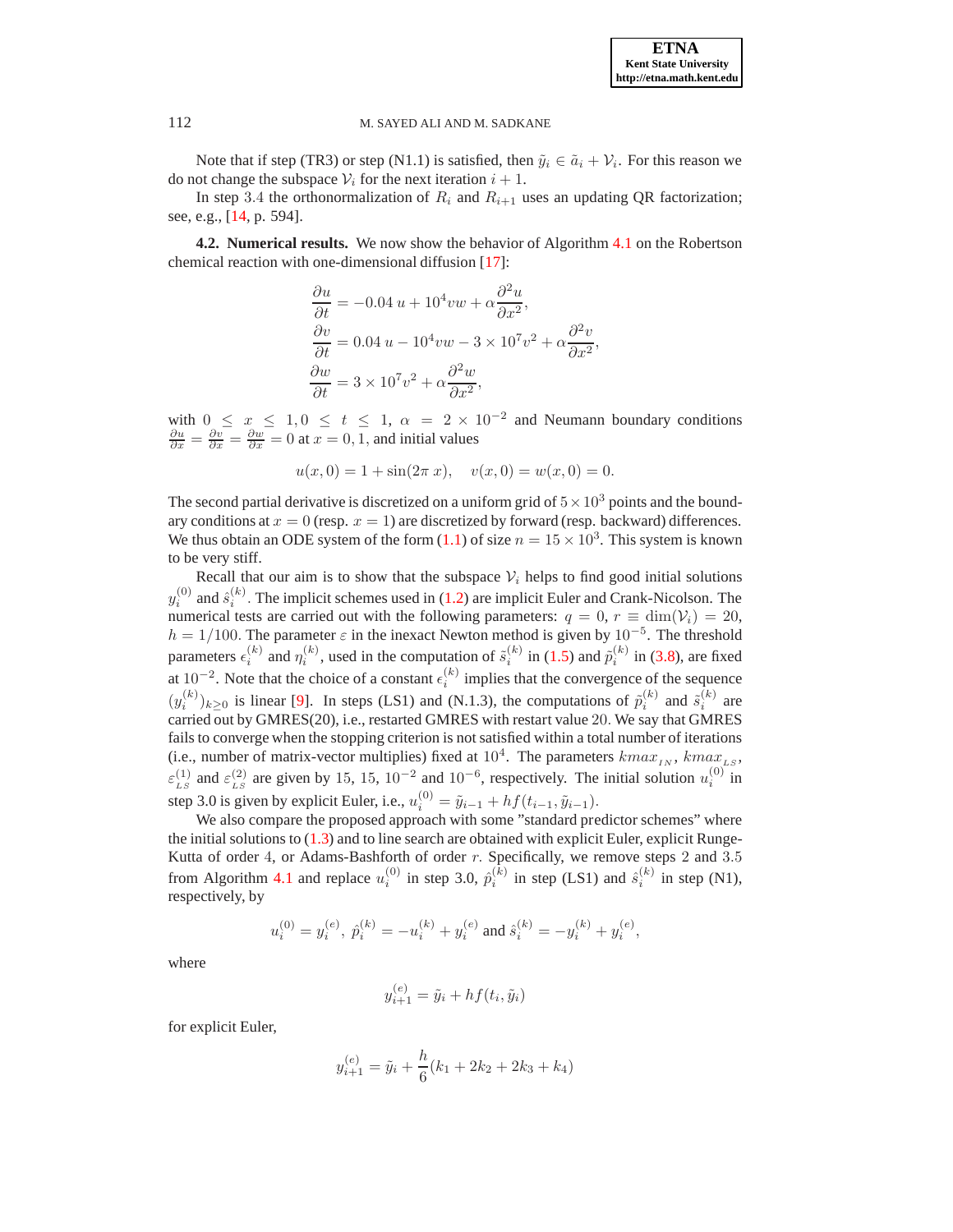Note that if step (TR3) or step (N1.1) is satisfied, then $\tilde{y}_i \in \tilde{a}_i + \mathcal{V}_i$. For this reason we do not change the subspace $\mathcal{V}_i$ for the next iteration $i+1$.

In step 3.4 the orthonormalization of $R_i$ and $R_{i+1}$ uses an updating QR factorization; see, e.g., [14, p. 594].

**4.2. Numerical results.** We now show the behavior of Algorithm 4.1 on the Robertson chemical reaction with one-dimensional diffusion [17]:

$$
\begin{aligned}
\frac{\partial u}{\partial t} &= -0.04\,u + 10^4 vw + \alpha \frac{\partial^2 u}{\partial x^2},\\
\frac{\partial v}{\partial t} &= 0.04\,u - 10^4 vw - 3\times 10^7 v^2 + \alpha \frac{\partial^2 v}{\partial x^2},\\
\frac{\partial w}{\partial t} &= 3\times 10^7 v^2 + \alpha \frac{\partial^2 w}{\partial x^2},
\end{aligned}
$$

with $0 \le x \le 1, 0 \le t \le 1$, $\alpha = 2\times 10^{-2}$ and Neumann boundary conditions $\frac{\partial u}{\partial x} = \frac{\partial v}{\partial x} = \frac{\partial w}{\partial x} = 0$ at $x = 0, 1$, and initial values

$$
u(x,0) = 1 + \sin(2\pi\, x), \quad v(x,0) = w(x,0) = 0.
$$

The second partial derivative is discretized on a uniform grid of $5\times 10^3$ points and the boundary conditions at $x=0$ (resp. $x=1$) are discretized by forward (resp. backward) differences. We thus obtain an ODE system of the form (1.1) of size $n = 15\times 10^3$. This system is known to be very stiff.

Recall that our aim is to show that the subspace $\mathcal{V}_i$ helps to find good initial solutions $y_i^{(0)}$ and $\hat{s}_i^{(k)}$. The implicit schemes used in (1.2) are implicit Euler and Crank-Nicolson. The numerical tests are carried out with the following parameters: $q = 0$, $r \equiv \dim(\mathcal{V}_i) = 20$, $h = 1/100$. The parameter $\varepsilon$ in the inexact Newton method is given by $10^{-5}$. The threshold parameters $\epsilon_i^{(k)}$ and $\eta_i^{(k)}$, used in the computation of $\tilde{s}_i^{(k)}$ in (1.5) and $\tilde{p}_i^{(k)}$ in (3.8), are fixed at $10^{-2}$. Note that the choice of a constant $\epsilon_i^{(k)}$ implies that the convergence of the sequence $(y_i^{(k)})_{k\ge 0}$ is linear [9]. In steps (LS1) and (N.1.3), the computations of $\tilde{p}_i^{(k)}$ and $\tilde{s}_i^{(k)}$ are carried out by GMRES(20), i.e., restarted GMRES with restart value 20. We say that GMRES fails to converge when the stopping criterion is not satisfied within a total number of iterations (i.e., number of matrix-vector multiplies) fixed at $10^4$. The parameters $kmax_{_{IN}}$, $kmax_{_{LS}}$, $\varepsilon_{_{LS}}^{(1)}$ and $\varepsilon_{_{LS}}^{(2)}$ are given by 15, 15, $10^{-2}$ and $10^{-6}$, respectively. The initial solution $u_i^{(0)}$ in step 3.0 is given by explicit Euler, i.e., $u_i^{(0)} = \tilde{y}_{i-1} + hf(t_{i-1}, \tilde{y}_{i-1})$.

We also compare the proposed approach with some "standard predictor schemes" where the initial solutions to (1.3) and to line search are obtained with explicit Euler, explicit Runge-Kutta of order 4, or Adams-Bashforth of order $r$. Specifically, we remove steps 2 and 3.5 from Algorithm 4.1 and replace $u_i^{(0)}$ in step 3.0, $\hat{p}_i^{(k)}$ in step (LS1) and $\hat{s}_i^{(k)}$ in step (N1), respectively, by

$$
u_i^{(0)} = y_i^{(e)},\ \hat{p}_i^{(k)} = -u_i^{(k)} + y_i^{(e)} \text{ and } \hat{s}_i^{(k)} = -y_i^{(k)} + y_i^{(e)},
$$

where

$$
y_{i+1}^{(e)} = \tilde{y}_i + hf(t_i, \tilde{y}_i)
$$

for explicit Euler,

$$
y_{i+1}^{(e)} = \tilde{y}_i + \frac{h}{6}(k_1 + 2k_2 + 2k_3 + k_4)
$$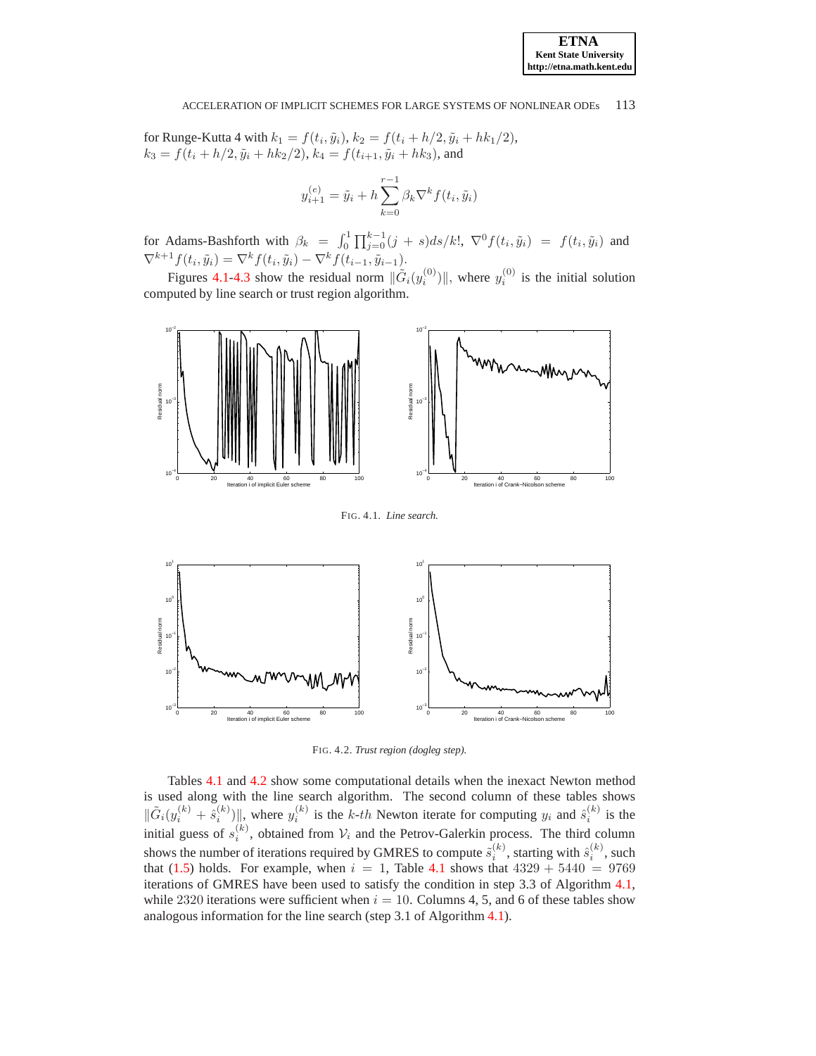for Runge-Kutta 4 with $k_1 = f(t_i, \tilde{y}_i)$, $k_2 = f(t_i + h/2, \tilde{y}_i + hk_1/2)$, $k_3 = f(t_i + h/2, \tilde{y}_i + hk_2/2)$, $k_4 = f(t_{i+1}, \tilde{y}_i + hk_3)$, and

$$y_{i+1}^{(e)} = \tilde{y}_i + h \sum_{k=0}^{r-1} \beta_k \nabla^k f(t_i, \tilde{y}_i)$$

for Adams-Bashforth with $\beta_k = \int_0^1 \prod_{j=0}^{k-1} (j+s) ds/k!$, $\nabla^0 f(t_i, \tilde{y}_i) = f(t_i, \tilde{y}_i)$ and $\nabla^{k+1} f(t_i, \tilde{y}_i) = \nabla^k f(t_i, \tilde{y}_i) - \nabla^k f(t_{i-1}, \tilde{y}_{i-1})$.

Figures 4.1-4.3 show the residual norm $\|\tilde{G}_i(y_i^{(0)})\|$, where $y_i^{(0)}$ is the initial solution computed by line search or trust region algorithm.

FIG. 4.1. *Line search.*

FIG. 4.2. *Trust region (dogleg step).*

Tables 4.1 and 4.2 show some computational details when the inexact Newton method is used along with the line search algorithm. The second column of these tables shows $\|\tilde{G}_i(y_i^{(k)} + \hat{s}_i^{(k)})\|$, where $y_i^{(k)}$ is the $k$-$th$ Newton iterate for computing $y_i$ and $\hat{s}_i^{(k)}$ is the initial guess of $s_i^{(k)}$, obtained from $\mathcal{V}_i$ and the Petrov-Galerkin process. The third column shows the number of iterations required by GMRES to compute $\tilde{s}_i^{(k)}$, starting with $\hat{s}_i^{(k)}$, such that (1.5) holds. For example, when $i = 1$, Table 4.1 shows that $4329 + 5440 = 9769$ iterations of GMRES have been used to satisfy the condition in step 3.3 of Algorithm 4.1, while 2320 iterations were sufficient when $i = 10$. Columns 4, 5, and 6 of these tables show analogous information for the line search (step 3.1 of Algorithm 4.1).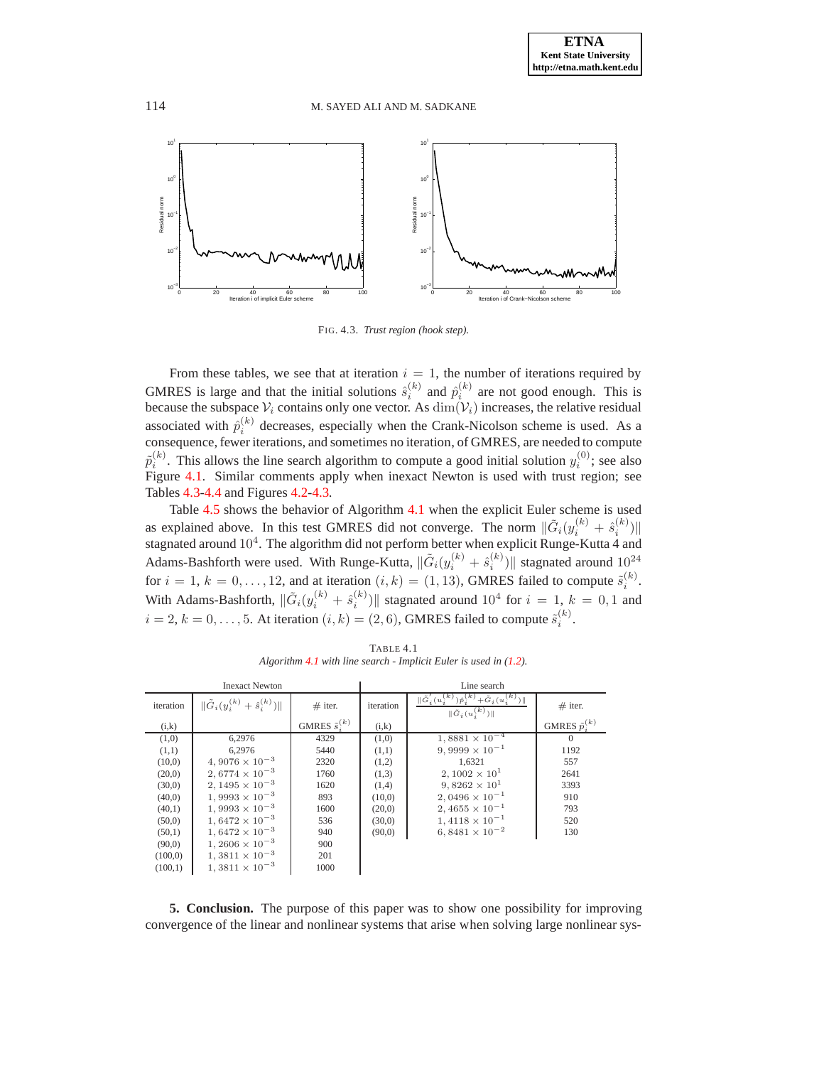FIG. 4.3. *Trust region (hook step).*

From these tables, we see that at iteration $i = 1$, the number of iterations required by GMRES is large and that the initial solutions $\hat{s}_i^{(k)}$ and $\hat{p}_i^{(k)}$ are not good enough. This is because the subspace $\mathcal{V}_i$ contains only one vector. As $\dim(\mathcal{V}_i)$ increases, the relative residual associated with $\hat{p}_i^{(k)}$ decreases, especially when the Crank-Nicolson scheme is used. As a consequence, fewer iterations, and sometimes no iteration, of GMRES, are needed to compute $\tilde{p}_i^{(k)}$. This allows the line search algorithm to compute a good initial solution $y_i^{(0)}$; see also Figure 4.1. Similar comments apply when inexact Newton is used with trust region; see Tables 4.3-4.4 and Figures 4.2-4.3.

Table 4.5 shows the behavior of Algorithm 4.1 when the explicit Euler scheme is used as explained above. In this test GMRES did not converge. The norm $\|\tilde{G}_i(y_i^{(k)} + \hat{s}_i^{(k)})\|$ stagnated around $10^4$. The algorithm did not perform better when explicit Runge-Kutta 4 and Adams-Bashforth were used. With Runge-Kutta, $\|\tilde{G}_i(y_i^{(k)} + \hat{s}_i^{(k)})\|$ stagnated around $10^{24}$ for $i = 1$, $k = 0, \ldots, 12$, and at iteration $(i, k) = (1, 13)$, GMRES failed to compute $\tilde{s}_i^{(k)}$. With Adams-Bashforth, $\|\tilde{G}_i(y_i^{(k)} + \hat{s}_i^{(k)})\|$ stagnated around $10^4$ for $i = 1$, $k = 0, 1$ and $i = 2$, $k = 0, \ldots, 5$. At iteration $(i, k) = (2, 6)$, GMRES failed to compute $\tilde{s}_i^{(k)}$.

TABLE 4.1
*Algorithm 4.1 with line search - Implicit Euler is used in (1.2).*

| Inexact Newton | | | Line search | | |
|---|---|---|---|---|---|
| iteration (i,k) | $\|\tilde{G}_i(y_i^{(k)} + \hat{s}_i^{(k)})\|$ | # iter. GMRES $\tilde{s}_i^{(k)}$ | iteration (i,k) | $\frac{\|\tilde{G}_i'(u_i^{(k)})\hat{p}_i^{(k)} + \tilde{G}_i(u_i^{(k)})\|}{\|\tilde{G}_i(u_i^{(k)})\|}$ | # iter. GMRES $\tilde{p}_i^{(k)}$ |
| (1,0) | 6,2976 | 4329 | (1,0) | $1,8881 \times 10^{-4}$ | 0 |
| (1,1) | 6,2976 | 5440 | (1,1) | $9,9999 \times 10^{-1}$ | 1192 |
| (10,0) | $4,9076 \times 10^{-3}$ | 2320 | (1,2) | 1,6321 | 557 |
| (20,0) | $2,6774 \times 10^{-3}$ | 1760 | (1,3) | $2,1002 \times 10^{1}$ | 2641 |
| (30,0) | $2,1495 \times 10^{-3}$ | 1620 | (1,4) | $9,8262 \times 10^{1}$ | 3393 |
| (40,0) | $1,9993 \times 10^{-3}$ | 893 | (10,0) | $2,0496 \times 10^{-1}$ | 910 |
| (40,1) | $1,9993 \times 10^{-3}$ | 1600 | (20,0) | $2,4655 \times 10^{-1}$ | 793 |
| (50,0) | $1,6472 \times 10^{-3}$ | 536 | (30,0) | $1,4118 \times 10^{-1}$ | 520 |
| (50,1) | $1,6472 \times 10^{-3}$ | 940 | (90,0) | $6,8481 \times 10^{-2}$ | 130 |
| (90,0) | $1,2606 \times 10^{-3}$ | 900 | | | |
| (100,0) | $1,3811 \times 10^{-3}$ | 201 | | | |
| (100,1) | $1,3811 \times 10^{-3}$ | 1000 | | | |

**5. Conclusion.** The purpose of this paper was to show one possibility for improving convergence of the linear and nonlinear systems that arise when solving large nonlinear sys-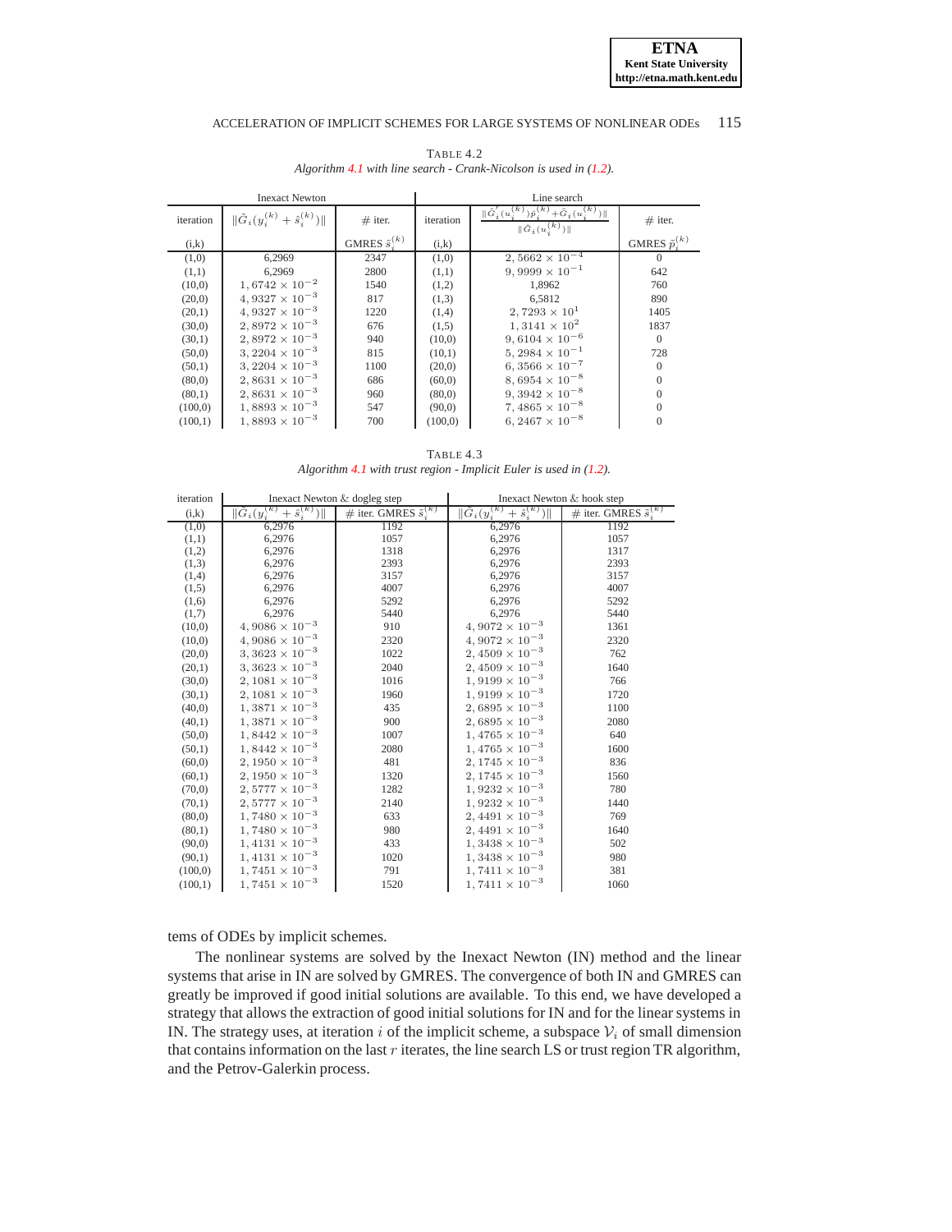TABLE 4.2
*Algorithm 4.1 with line search - Crank-Nicolson is used in (1.2).*

| Inexact Newton | | | Line search | | |
|---|---|---|---|---|---|
| iteration | $\|\tilde{G}_i(y_i^{(k)} + \hat{s}_i^{(k)})\|$ | # iter. | iteration | $\frac{\|\tilde{G}_i'(u_i^{(k)})\tilde{p}_i^{(k)} + \tilde{G}_i(u_i^{(k)})\|}{\|\tilde{G}_i(u_i^{(k)})\|}$ | # iter. |
| (i,k) | | GMRES $\hat{s}_i^{(k)}$ | (i,k) | | GMRES $\tilde{p}_i^{(k)}$ |
| (1,0) | 6,2969 | 2347 | (1,0) | $2,5662 \times 10^{-4}$ | 0 |
| (1,1) | 6,2969 | 2800 | (1,1) | $9,9999 \times 10^{-1}$ | 642 |
| (10,0) | $1,6742 \times 10^{-2}$ | 1540 | (1,2) | 1,8962 | 760 |
| (20,0) | $4,9327 \times 10^{-3}$ | 817 | (1,3) | 6,5812 | 890 |
| (20,1) | $4,9327 \times 10^{-3}$ | 1220 | (1,4) | $2,7293 \times 10^{1}$ | 1405 |
| (30,0) | $2,8972 \times 10^{-3}$ | 676 | (1,5) | $1,3141 \times 10^{2}$ | 1837 |
| (30,1) | $2,8972 \times 10^{-3}$ | 940 | (10,0) | $9,6104 \times 10^{-6}$ | 0 |
| (50,0) | $3,2204 \times 10^{-3}$ | 815 | (10,1) | $5,2984 \times 10^{-1}$ | 728 |
| (50,1) | $3,2204 \times 10^{-3}$ | 1100 | (20,0) | $6,3566 \times 10^{-7}$ | 0 |
| (80,0) | $2,8631 \times 10^{-3}$ | 686 | (60,0) | $8,6954 \times 10^{-8}$ | 0 |
| (80,1) | $2,8631 \times 10^{-3}$ | 960 | (80,0) | $9,3942 \times 10^{-8}$ | 0 |
| (100,0) | $1,8893 \times 10^{-3}$ | 547 | (90,0) | $7,4865 \times 10^{-8}$ | 0 |
| (100,1) | $1,8893 \times 10^{-3}$ | 700 | (100,0) | $6,2467 \times 10^{-8}$ | 0 |

TABLE 4.3
*Algorithm 4.1 with trust region - Implicit Euler is used in (1.2).*

| iteration | Inexact Newton & dogleg step | | Inexact Newton & hook step | |
|---|---|---|---|---|
| (i,k) | $\|\tilde{G}_i(y_i^{(k)} + \hat{s}_i^{(k)})\|$ | # iter. GMRES $\hat{s}_i^{(k)}$ | $\|\tilde{G}_i(y_i^{(k)} + \hat{s}_i^{(k)})\|$ | # iter. GMRES $\hat{s}_i^{(k)}$ |
| (1,0) | 6,2976 | 1192 | 6,2976 | 1192 |
| (1,1) | 6,2976 | 1057 | 6,2976 | 1057 |
| (1,2) | 6,2976 | 1318 | 6,2976 | 1317 |
| (1,3) | 6,2976 | 2393 | 6,2976 | 2393 |
| (1,4) | 6,2976 | 3157 | 6,2976 | 3157 |
| (1,5) | 6,2976 | 4007 | 6,2976 | 4007 |
| (1,6) | 6,2976 | 5292 | 6,2976 | 5292 |
| (1,7) | 6,2976 | 5440 | 6,2976 | 5440 |
| (10,0) | $4,9086 \times 10^{-3}$ | 910 | $4,9072 \times 10^{-3}$ | 1361 |
| (10,0) | $4,9086 \times 10^{-3}$ | 2320 | $4,9072 \times 10^{-3}$ | 2320 |
| (20,0) | $3,3623 \times 10^{-3}$ | 1022 | $2,4509 \times 10^{-3}$ | 762 |
| (20,1) | $3,3623 \times 10^{-3}$ | 2040 | $2,4509 \times 10^{-3}$ | 1640 |
| (30,0) | $2,1081 \times 10^{-3}$ | 1016 | $1,9199 \times 10^{-3}$ | 766 |
| (30,1) | $2,1081 \times 10^{-3}$ | 1960 | $1,9199 \times 10^{-3}$ | 1720 |
| (40,0) | $1,3871 \times 10^{-3}$ | 435 | $2,6895 \times 10^{-3}$ | 1100 |
| (40,1) | $1,3871 \times 10^{-3}$ | 900 | $2,6895 \times 10^{-3}$ | 2080 |
| (50,0) | $1,8442 \times 10^{-3}$ | 1007 | $1,4765 \times 10^{-3}$ | 640 |
| (50,1) | $1,8442 \times 10^{-3}$ | 2080 | $1,4765 \times 10^{-3}$ | 1600 |
| (60,0) | $2,1950 \times 10^{-3}$ | 481 | $2,1745 \times 10^{-3}$ | 836 |
| (60,1) | $2,1950 \times 10^{-3}$ | 1320 | $2,1745 \times 10^{-3}$ | 1560 |
| (70,0) | $2,5777 \times 10^{-3}$ | 1282 | $1,9232 \times 10^{-3}$ | 780 |
| (70,1) | $2,5777 \times 10^{-3}$ | 2140 | $1,9232 \times 10^{-3}$ | 1440 |
| (80,0) | $1,7480 \times 10^{-3}$ | 633 | $2,4491 \times 10^{-3}$ | 769 |
| (80,1) | $1,7480 \times 10^{-3}$ | 980 | $2,4491 \times 10^{-3}$ | 1640 |
| (90,0) | $1,4131 \times 10^{-3}$ | 433 | $1,3438 \times 10^{-3}$ | 502 |
| (90,1) | $1,4131 \times 10^{-3}$ | 1020 | $1,3438 \times 10^{-3}$ | 980 |
| (100,0) | $1,7451 \times 10^{-3}$ | 791 | $1,7411 \times 10^{-3}$ | 381 |
| (100,1) | $1,7451 \times 10^{-3}$ | 1520 | $1,7411 \times 10^{-3}$ | 1060 |

tems of ODEs by implicit schemes.

The nonlinear systems are solved by the Inexact Newton (IN) method and the linear systems that arise in IN are solved by GMRES. The convergence of both IN and GMRES can greatly be improved if good initial solutions are available. To this end, we have developed a strategy that allows the extraction of good initial solutions for IN and for the linear systems in IN. The strategy uses, at iteration $i$ of the implicit scheme, a subspace $\mathcal{V}_i$ of small dimension that contains information on the last $r$ iterates, the line search LS or trust region TR algorithm, and the Petrov-Galerkin process.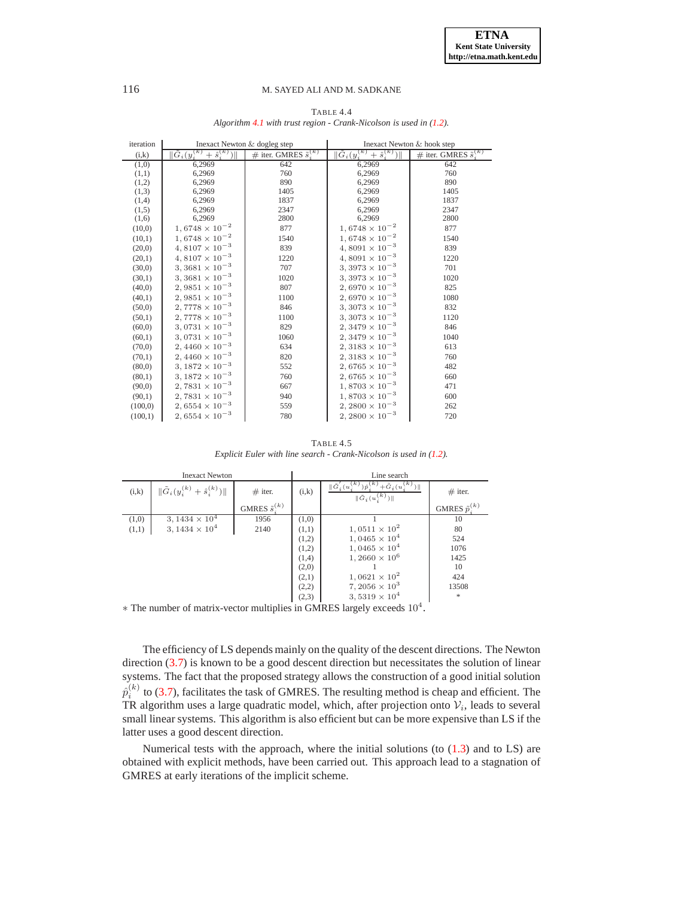TABLE 4.4

*Algorithm 4.1 with trust region - Crank-Nicolson is used in (1.2).*

| iteration | Inexact Newton & dogleg step | | Inexact Newton & hook step | |
|---|---|---|---|---|
| (i,k) | $\Vert\tilde{G}_i(y_i^{(k)}+\hat{s}_i^{(k)})\Vert$ | # iter. GMRES $\hat{s}_i^{(k)}$ | $\Vert\tilde{G}_i(y_i^{(k)}+\hat{s}_i^{(k)})\Vert$ | # iter. GMRES $\hat{s}_i^{(k)}$ |
| (1,0) | 6,2969 | 642 | 6,2969 | 642 |
| (1,1) | 6,2969 | 760 | 6,2969 | 760 |
| (1,2) | 6,2969 | 890 | 6,2969 | 890 |
| (1,3) | 6,2969 | 1405 | 6,2969 | 1405 |
| (1,4) | 6,2969 | 1837 | 6,2969 | 1837 |
| (1,5) | 6,2969 | 2347 | 6,2969 | 2347 |
| (1,6) | 6,2969 | 2800 | 6,2969 | 2800 |
| (10,0) | $1,6748\times10^{-2}$ | 877 | $1,6748\times10^{-2}$ | 877 |
| (10,1) | $1,6748\times10^{-2}$ | 1540 | $1,6748\times10^{-2}$ | 1540 |
| (20,0) | $4,8107\times10^{-3}$ | 839 | $4,8091\times10^{-3}$ | 839 |
| (20,1) | $4,8107\times10^{-3}$ | 1220 | $4,8091\times10^{-3}$ | 1220 |
| (30,0) | $3,3681\times10^{-3}$ | 707 | $3,3973\times10^{-3}$ | 701 |
| (30,1) | $3,3681\times10^{-3}$ | 1020 | $3,3973\times10^{-3}$ | 1020 |
| (40,0) | $2,9851\times10^{-3}$ | 807 | $2,6970\times10^{-3}$ | 825 |
| (40,1) | $2,9851\times10^{-3}$ | 1100 | $2,6970\times10^{-3}$ | 1080 |
| (50,0) | $2,7778\times10^{-3}$ | 846 | $3,3073\times10^{-3}$ | 832 |
| (50,1) | $2,7778\times10^{-3}$ | 1100 | $3,3073\times10^{-3}$ | 1120 |
| (60,0) | $3,0731\times10^{-3}$ | 829 | $2,3479\times10^{-3}$ | 846 |
| (60,1) | $3,0731\times10^{-3}$ | 1060 | $2,3479\times10^{-3}$ | 1040 |
| (70,0) | $2,4460\times10^{-3}$ | 634 | $2,3183\times10^{-3}$ | 613 |
| (70,1) | $2,4460\times10^{-3}$ | 820 | $2,3183\times10^{-3}$ | 760 |
| (80,0) | $3,1872\times10^{-3}$ | 552 | $2,6765\times10^{-3}$ | 482 |
| (80,1) | $3,1872\times10^{-3}$ | 760 | $2,6765\times10^{-3}$ | 660 |
| (90,0) | $2,7831\times10^{-3}$ | 667 | $1,8703\times10^{-3}$ | 471 |
| (90,1) | $2,7831\times10^{-3}$ | 940 | $1,8703\times10^{-3}$ | 600 |
| (100,0) | $2,6554\times10^{-3}$ | 559 | $2,2800\times10^{-3}$ | 262 |
| (100,1) | $2,6554\times10^{-3}$ | 780 | $2,2800\times10^{-3}$ | 720 |

TABLE 4.5

*Explicit Euler with line search - Crank-Nicolson is used in (1.2).*

| Inexact Newton | | | Line search | | |
|---|---|---|---|---|---|
| (i,k) | $\Vert\tilde{G}_i(y_i^{(k)}+\hat{s}_i^{(k)})\Vert$ | # iter. GMRES $\hat{s}_i^{(k)}$ | (i,k) | $\frac{\Vert\tilde{G}_i'(u_i^{(k)})\hat{p}_i^{(k)}+\tilde{G}_i(u_i^{(k)})\Vert}{\Vert\tilde{G}_i(u_i^{(k)})\Vert}$ | # iter. GMRES $\hat{p}_i^{(k)}$ |
| (1,0) | $3,1434\times10^{4}$ | 1956 | (1,0) | 1 | 10 |
| (1,1) | $3,1434\times10^{4}$ | 2140 | (1,1) | $1,0511\times10^{2}$ | 80 |
| | | | (1,2) | $1,0465\times10^{4}$ | 524 |
| | | | (1,2) | $1,0465\times10^{4}$ | 1076 |
| | | | (1,4) | $1,2660\times10^{6}$ | 1425 |
| | | | (2,0) | 1 | 10 |
| | | | (2,1) | $1,0621\times10^{2}$ | 424 |
| | | | (2,2) | $7,2056\times10^{3}$ | 13508 |
| | | | (2,3) | $3,5319\times10^{4}$ | * |

* The number of matrix-vector multiplies in GMRES largely exceeds $10^4$.

The efficiency of LS depends mainly on the quality of the descent directions. The Newton direction (3.7) is known to be a good descent direction but necessitates the solution of linear systems. The fact that the proposed strategy allows the construction of a good initial solution $\hat{p}_i^{(k)}$ to (3.7), facilitates the task of GMRES. The resulting method is cheap and efficient. The TR algorithm uses a large quadratic model, which, after projection onto $\mathcal{V}_i$, leads to several small linear systems. This algorithm is also efficient but can be more expensive than LS if the latter uses a good descent direction.

Numerical tests with the approach, where the initial solutions (to (1.3) and to LS) are obtained with explicit methods, have been carried out. This approach lead to a stagnation of GMRES at early iterations of the implicit scheme.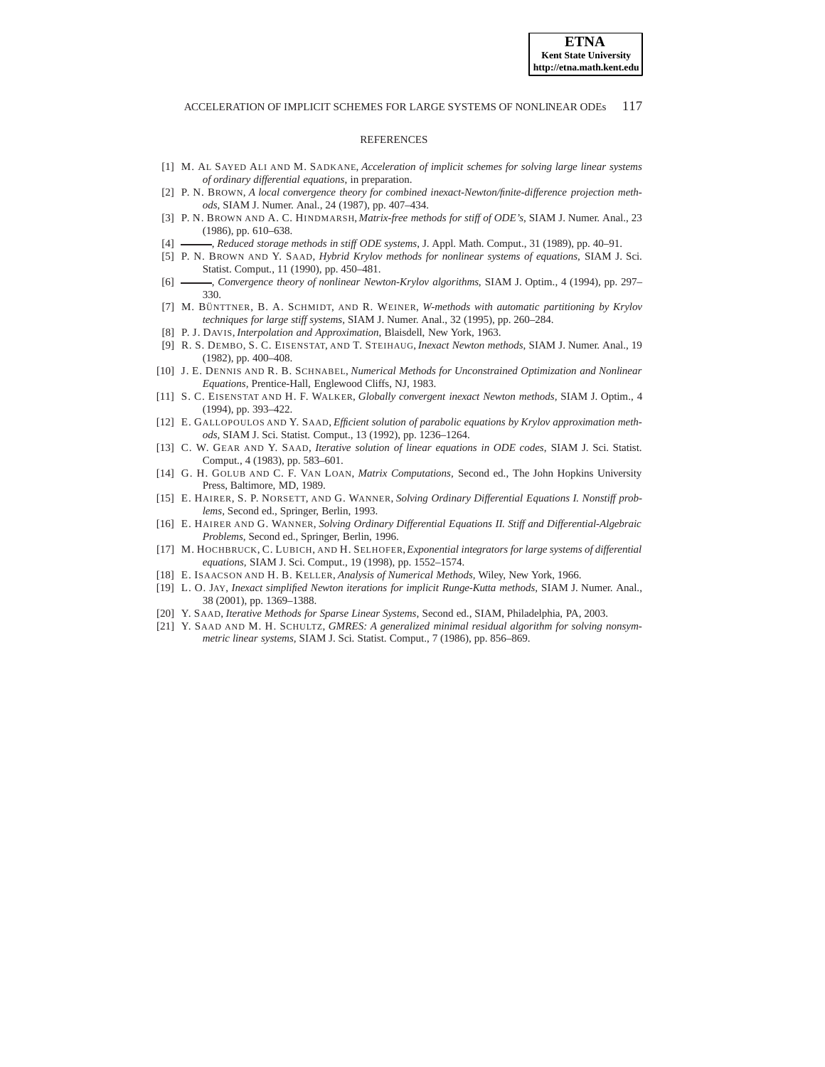## REFERENCES

[1] M. AL SAYED ALI AND M. SADKANE, *Acceleration of implicit schemes for solving large linear systems of ordinary differential equations*, in preparation.

[2] P. N. BROWN, *A local convergence theory for combined inexact-Newton/finite-difference projection methods*, SIAM J. Numer. Anal., 24 (1987), pp. 407–434.

[3] P. N. BROWN AND A. C. HINDMARSH, *Matrix-free methods for stiff of ODE's*, SIAM J. Numer. Anal., 23 (1986), pp. 610–638.

[4] ———, *Reduced storage methods in stiff ODE systems*, J. Appl. Math. Comput., 31 (1989), pp. 40–91.

[5] P. N. BROWN AND Y. SAAD, *Hybrid Krylov methods for nonlinear systems of equations*, SIAM J. Sci. Statist. Comput., 11 (1990), pp. 450–481.

[6] ———, *Convergence theory of nonlinear Newton-Krylov algorithms*, SIAM J. Optim., 4 (1994), pp. 297–330.

[7] M. BÜNTTNER, B. A. SCHMIDT, AND R. WEINER, *W-methods with automatic partitioning by Krylov techniques for large stiff systems*, SIAM J. Numer. Anal., 32 (1995), pp. 260–284.

[8] P. J. DAVIS, *Interpolation and Approximation*, Blaisdell, New York, 1963.

[9] R. S. DEMBO, S. C. EISENSTAT, AND T. STEIHAUG, *Inexact Newton methods*, SIAM J. Numer. Anal., 19 (1982), pp. 400–408.

[10] J. E. DENNIS AND R. B. SCHNABEL, *Numerical Methods for Unconstrained Optimization and Nonlinear Equations*, Prentice-Hall, Englewood Cliffs, NJ, 1983.

[11] S. C. EISENSTAT AND H. F. WALKER, *Globally convergent inexact Newton methods*, SIAM J. Optim., 4 (1994), pp. 393–422.

[12] E. GALLOPOULOS AND Y. SAAD, *Efficient solution of parabolic equations by Krylov approximation methods*, SIAM J. Sci. Statist. Comput., 13 (1992), pp. 1236–1264.

[13] C. W. GEAR AND Y. SAAD, *Iterative solution of linear equations in ODE codes*, SIAM J. Sci. Statist. Comput., 4 (1983), pp. 583–601.

[14] G. H. GOLUB AND C. F. VAN LOAN, *Matrix Computations*, Second ed., The John Hopkins University Press, Baltimore, MD, 1989.

[15] E. HAIRER, S. P. NORSETT, AND G. WANNER, *Solving Ordinary Differential Equations I. Nonstiff problems*, Second ed., Springer, Berlin, 1993.

[16] E. HAIRER AND G. WANNER, *Solving Ordinary Differential Equations II. Stiff and Differential-Algebraic Problems*, Second ed., Springer, Berlin, 1996.

[17] M. HOCHBRUCK, C. LUBICH, AND H. SELHOFER, *Exponential integrators for large systems of differential equations*, SIAM J. Sci. Comput., 19 (1998), pp. 1552–1574.

[18] E. ISAACSON AND H. B. KELLER, *Analysis of Numerical Methods*, Wiley, New York, 1966.

[19] L. O. JAY, *Inexact simplified Newton iterations for implicit Runge-Kutta methods*, SIAM J. Numer. Anal., 38 (2001), pp. 1369–1388.

[20] Y. SAAD, *Iterative Methods for Sparse Linear Systems*, Second ed., SIAM, Philadelphia, PA, 2003.

[21] Y. SAAD AND M. H. SCHULTZ, *GMRES: A generalized minimal residual algorithm for solving nonsymmetric linear systems*, SIAM J. Sci. Statist. Comput., 7 (1986), pp. 856–869.